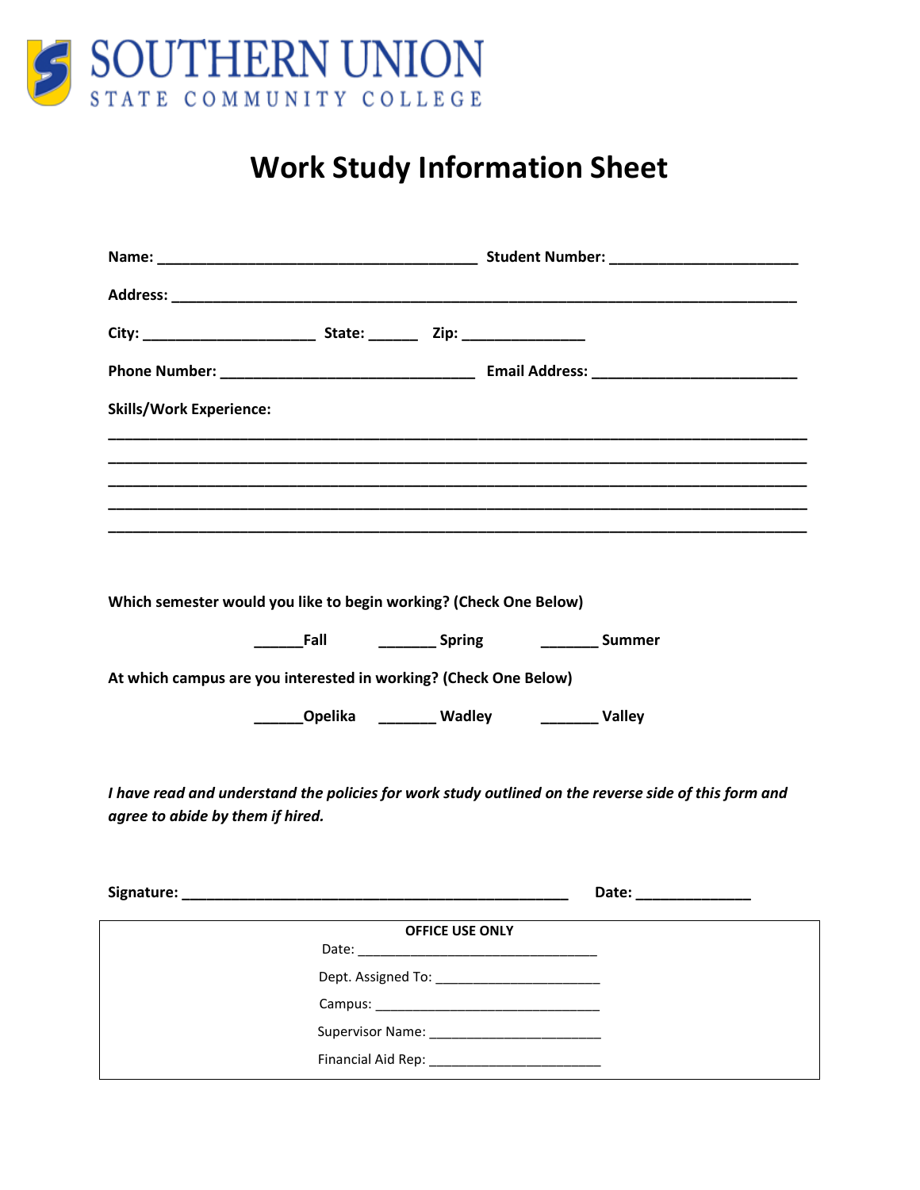SOUTHERN UNION
STATE COMMUNITY COLLEGE

# Work Study Information Sheet

**Name:** ______________________________________ **Student Number:** ______________________

**Address:** ___________________________________________________________________________

**City:** ____________________ **State:** _____ **Zip:** ______________

**Phone Number:** ______________________________ **Email Address:** ________________________

**Skills/Work Experience:**

_______________________________________________________________________________________
_______________________________________________________________________________________
_______________________________________________________________________________________
_______________________________________________________________________________________
_______________________________________________________________________________________

**Which semester would you like to begin working? (Check One Below)**

**______Fall     _______ Spring     _______ Summer**

**At which campus are you interested in working? (Check One Below)**

**______Opelika     _______ Wadley     _______ Valley**

***I have read and understand the policies for work study outlined on the reverse side of this form and agree to abide by them if hired.***

**Signature:** _____________________________________________ **Date:** _____________

**OFFICE USE ONLY**

Date: _______________________________

Dept. Assigned To: ____________________

Campus: ___________________________

Supervisor Name: _____________________

Financial Aid Rep: _____________________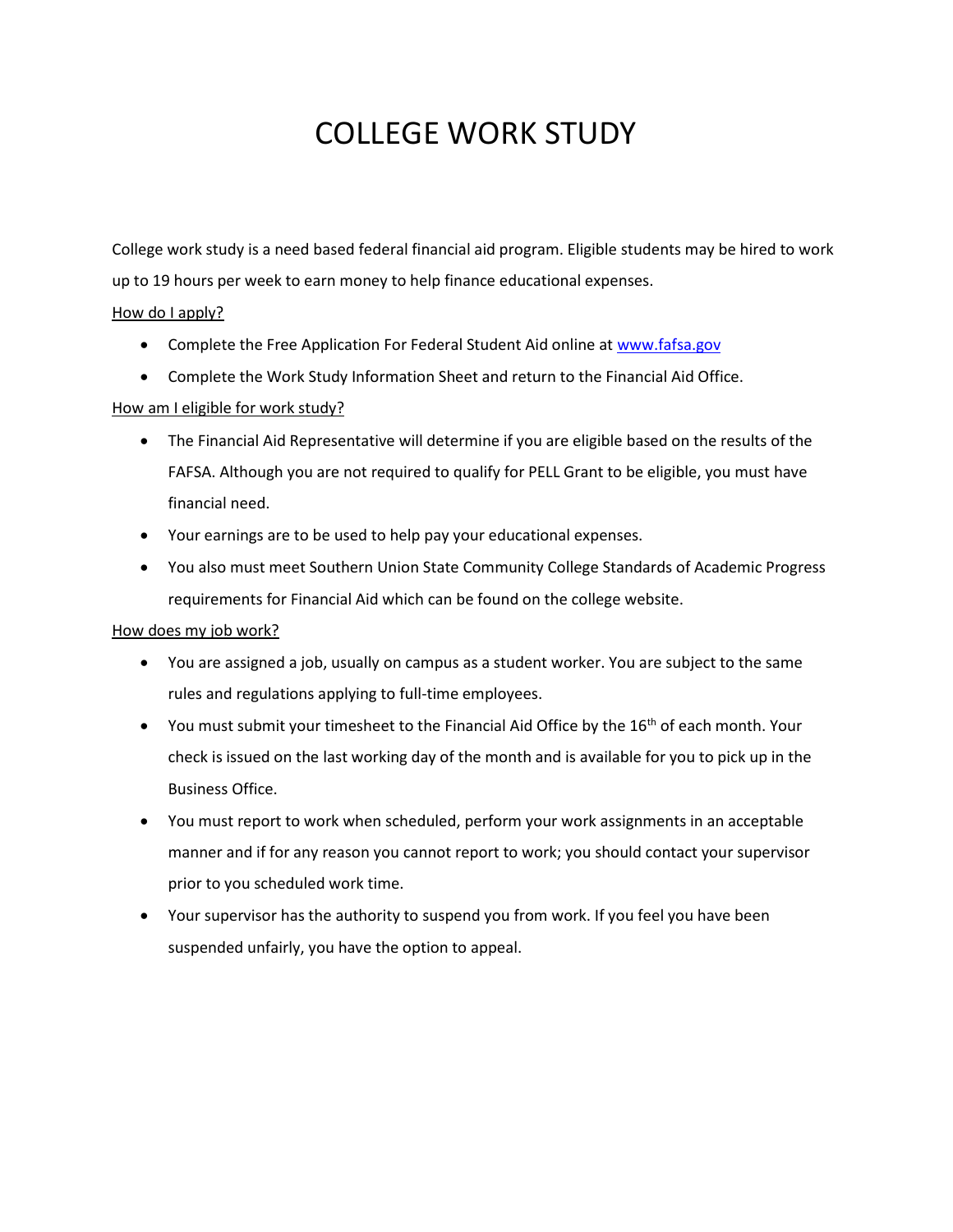# COLLEGE WORK STUDY

College work study is a need based federal financial aid program. Eligible students may be hired to work up to 19 hours per week to earn money to help finance educational expenses.

How do I apply?

- Complete the Free Application For Federal Student Aid online at www.fafsa.gov
- Complete the Work Study Information Sheet and return to the Financial Aid Office.

How am I eligible for work study?

- The Financial Aid Representative will determine if you are eligible based on the results of the FAFSA. Although you are not required to qualify for PELL Grant to be eligible, you must have financial need.
- Your earnings are to be used to help pay your educational expenses.
- You also must meet Southern Union State Community College Standards of Academic Progress requirements for Financial Aid which can be found on the college website.

How does my job work?

- You are assigned a job, usually on campus as a student worker. You are subject to the same rules and regulations applying to full-time employees.
- You must submit your timesheet to the Financial Aid Office by the 16th of each month. Your check is issued on the last working day of the month and is available for you to pick up in the Business Office.
- You must report to work when scheduled, perform your work assignments in an acceptable manner and if for any reason you cannot report to work; you should contact your supervisor prior to you scheduled work time.
- Your supervisor has the authority to suspend you from work. If you feel you have been suspended unfairly, you have the option to appeal.